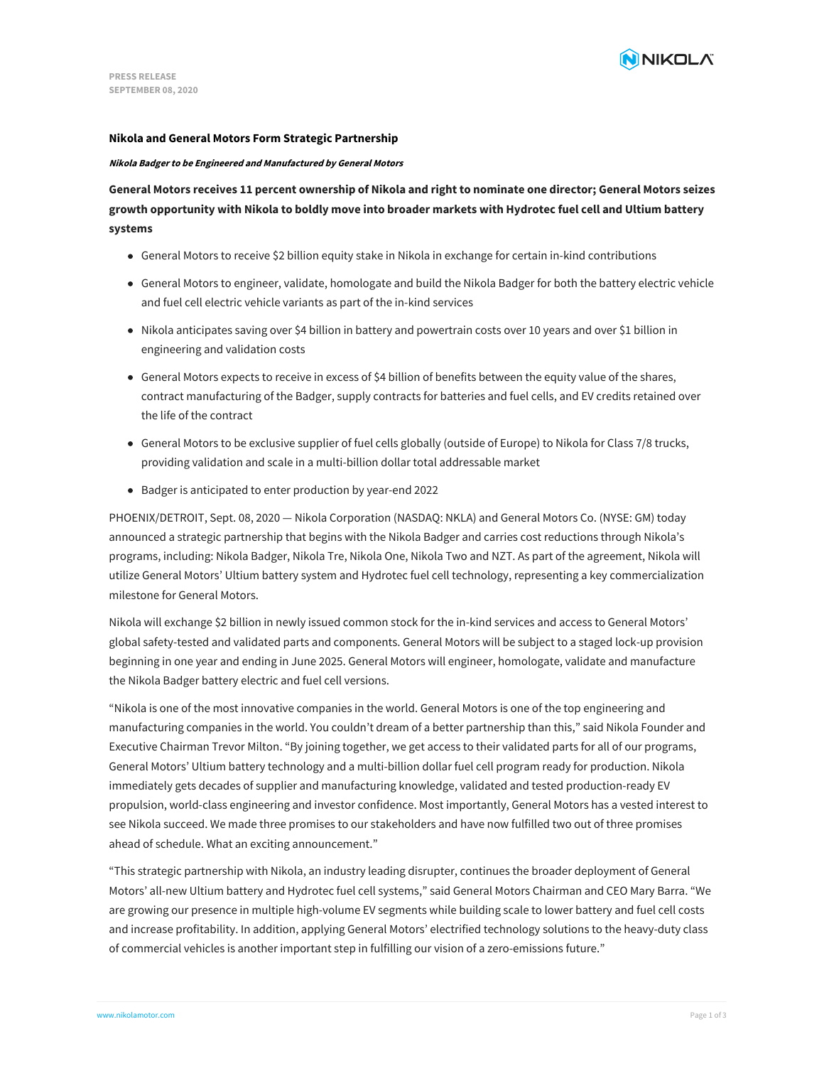PRESS RELEASE
SEPTEMBER 08, 2020

# Nikola and General Motors Form Strategic Partnership

***Nikola Badger to be Engineered and Manufactured by General Motors***

## General Motors receives 11 percent ownership of Nikola and right to nominate one director; General Motors seizes growth opportunity with Nikola to boldly move into broader markets with Hydrotec fuel cell and Ultium battery systems

- General Motors to receive $2 billion equity stake in Nikola in exchange for certain in-kind contributions
- General Motors to engineer, validate, homologate and build the Nikola Badger for both the battery electric vehicle and fuel cell electric vehicle variants as part of the in-kind services
- Nikola anticipates saving over $4 billion in battery and powertrain costs over 10 years and over $1 billion in engineering and validation costs
- General Motors expects to receive in excess of $4 billion of benefits between the equity value of the shares, contract manufacturing of the Badger, supply contracts for batteries and fuel cells, and EV credits retained over the life of the contract
- General Motors to be exclusive supplier of fuel cells globally (outside of Europe) to Nikola for Class 7/8 trucks, providing validation and scale in a multi-billion dollar total addressable market
- Badger is anticipated to enter production by year-end 2022

PHOENIX/DETROIT, Sept. 08, 2020 — Nikola Corporation (NASDAQ: NKLA) and General Motors Co. (NYSE: GM) today announced a strategic partnership that begins with the Nikola Badger and carries cost reductions through Nikola's programs, including: Nikola Badger, Nikola Tre, Nikola One, Nikola Two and NZT. As part of the agreement, Nikola will utilize General Motors' Ultium battery system and Hydrotec fuel cell technology, representing a key commercialization milestone for General Motors.

Nikola will exchange $2 billion in newly issued common stock for the in-kind services and access to General Motors' global safety-tested and validated parts and components. General Motors will be subject to a staged lock-up provision beginning in one year and ending in June 2025. General Motors will engineer, homologate, validate and manufacture the Nikola Badger battery electric and fuel cell versions.

"Nikola is one of the most innovative companies in the world. General Motors is one of the top engineering and manufacturing companies in the world. You couldn't dream of a better partnership than this," said Nikola Founder and Executive Chairman Trevor Milton. "By joining together, we get access to their validated parts for all of our programs, General Motors' Ultium battery technology and a multi-billion dollar fuel cell program ready for production. Nikola immediately gets decades of supplier and manufacturing knowledge, validated and tested production-ready EV propulsion, world-class engineering and investor confidence. Most importantly, General Motors has a vested interest to see Nikola succeed. We made three promises to our stakeholders and have now fulfilled two out of three promises ahead of schedule. What an exciting announcement."

"This strategic partnership with Nikola, an industry leading disrupter, continues the broader deployment of General Motors' all-new Ultium battery and Hydrotec fuel cell systems," said General Motors Chairman and CEO Mary Barra. "We are growing our presence in multiple high-volume EV segments while building scale to lower battery and fuel cell costs and increase profitability. In addition, applying General Motors' electrified technology solutions to the heavy-duty class of commercial vehicles is another important step in fulfilling our vision of a zero-emissions future."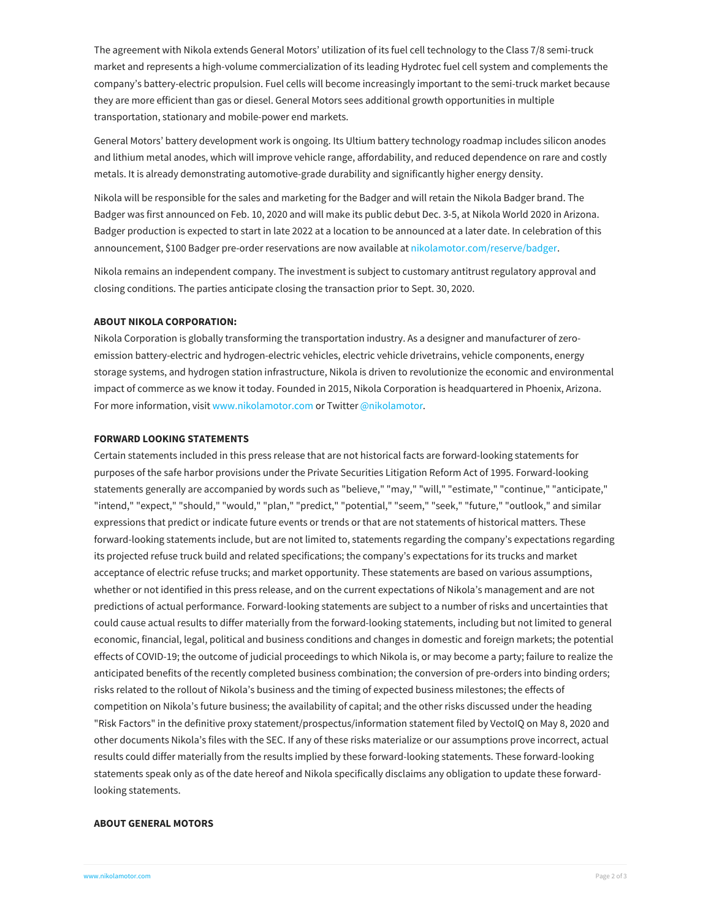The agreement with Nikola extends General Motors' utilization of its fuel cell technology to the Class 7/8 semi-truck market and represents a high-volume commercialization of its leading Hydrotec fuel cell system and complements the company's battery-electric propulsion. Fuel cells will become increasingly important to the semi-truck market because they are more efficient than gas or diesel. General Motors sees additional growth opportunities in multiple transportation, stationary and mobile-power end markets.

General Motors' battery development work is ongoing. Its Ultium battery technology roadmap includes silicon anodes and lithium metal anodes, which will improve vehicle range, affordability, and reduced dependence on rare and costly metals. It is already demonstrating automotive-grade durability and significantly higher energy density.

Nikola will be responsible for the sales and marketing for the Badger and will retain the Nikola Badger brand. The Badger was first announced on Feb. 10, 2020 and will make its public debut Dec. 3-5, at Nikola World 2020 in Arizona. Badger production is expected to start in late 2022 at a location to be announced at a later date. In celebration of this announcement, $100 Badger pre-order reservations are now available at nikolamotor.com/reserve/badger.

Nikola remains an independent company. The investment is subject to customary antitrust regulatory approval and closing conditions. The parties anticipate closing the transaction prior to Sept. 30, 2020.

**ABOUT NIKOLA CORPORATION:**

Nikola Corporation is globally transforming the transportation industry. As a designer and manufacturer of zero-emission battery-electric and hydrogen-electric vehicles, electric vehicle drivetrains, vehicle components, energy storage systems, and hydrogen station infrastructure, Nikola is driven to revolutionize the economic and environmental impact of commerce as we know it today. Founded in 2015, Nikola Corporation is headquartered in Phoenix, Arizona. For more information, visit www.nikolamotor.com or Twitter @nikolamotor.

**FORWARD LOOKING STATEMENTS**

Certain statements included in this press release that are not historical facts are forward-looking statements for purposes of the safe harbor provisions under the Private Securities Litigation Reform Act of 1995. Forward-looking statements generally are accompanied by words such as "believe," "may," "will," "estimate," "continue," "anticipate," "intend," "expect," "should," "would," "plan," "predict," "potential," "seem," "seek," "future," "outlook," and similar expressions that predict or indicate future events or trends or that are not statements of historical matters. These forward-looking statements include, but are not limited to, statements regarding the company's expectations regarding its projected refuse truck build and related specifications; the company's expectations for its trucks and market acceptance of electric refuse trucks; and market opportunity. These statements are based on various assumptions, whether or not identified in this press release, and on the current expectations of Nikola's management and are not predictions of actual performance. Forward-looking statements are subject to a number of risks and uncertainties that could cause actual results to differ materially from the forward-looking statements, including but not limited to general economic, financial, legal, political and business conditions and changes in domestic and foreign markets; the potential effects of COVID-19; the outcome of judicial proceedings to which Nikola is, or may become a party; failure to realize the anticipated benefits of the recently completed business combination; the conversion of pre-orders into binding orders; risks related to the rollout of Nikola's business and the timing of expected business milestones; the effects of competition on Nikola's future business; the availability of capital; and the other risks discussed under the heading "Risk Factors" in the definitive proxy statement/prospectus/information statement filed by VectoIQ on May 8, 2020 and other documents Nikola's files with the SEC. If any of these risks materialize or our assumptions prove incorrect, actual results could differ materially from the results implied by these forward-looking statements. These forward-looking statements speak only as of the date hereof and Nikola specifically disclaims any obligation to update these forward-looking statements.

**ABOUT GENERAL MOTORS**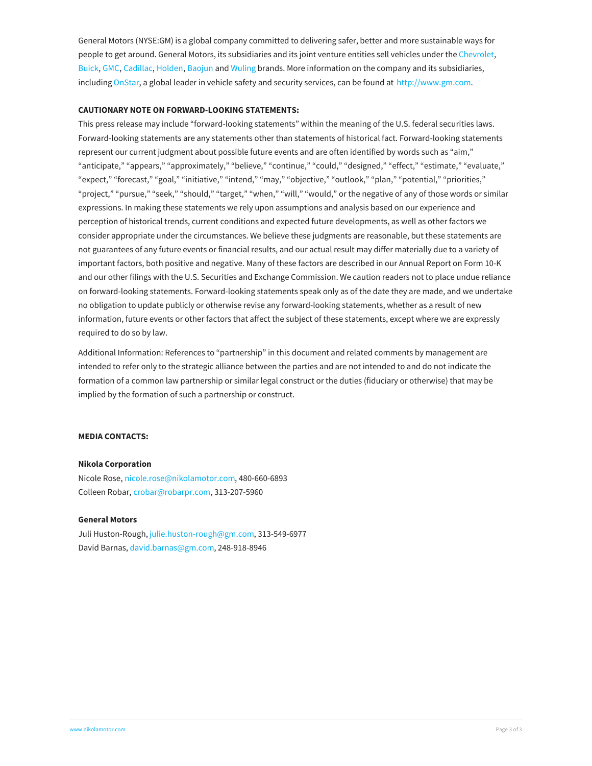General Motors (NYSE:GM) is a global company committed to delivering safer, better and more sustainable ways for people to get around. General Motors, its subsidiaries and its joint venture entities sell vehicles under the Chevrolet, Buick, GMC, Cadillac, Holden, Baojun and Wuling brands. More information on the company and its subsidiaries, including OnStar, a global leader in vehicle safety and security services, can be found at http://www.gm.com.

**CAUTIONARY NOTE ON FORWARD-LOOKING STATEMENTS:**

This press release may include "forward-looking statements" within the meaning of the U.S. federal securities laws. Forward-looking statements are any statements other than statements of historical fact. Forward-looking statements represent our current judgment about possible future events and are often identified by words such as "aim," "anticipate," "appears," "approximately," "believe," "continue," "could," "designed," "effect," "estimate," "evaluate," "expect," "forecast," "goal," "initiative," "intend," "may," "objective," "outlook," "plan," "potential," "priorities," "project," "pursue," "seek," "should," "target," "when," "will," "would," or the negative of any of those words or similar expressions. In making these statements we rely upon assumptions and analysis based on our experience and perception of historical trends, current conditions and expected future developments, as well as other factors we consider appropriate under the circumstances. We believe these judgments are reasonable, but these statements are not guarantees of any future events or financial results, and our actual result may differ materially due to a variety of important factors, both positive and negative. Many of these factors are described in our Annual Report on Form 10-K and our other filings with the U.S. Securities and Exchange Commission. We caution readers not to place undue reliance on forward-looking statements. Forward-looking statements speak only as of the date they are made, and we undertake no obligation to update publicly or otherwise revise any forward-looking statements, whether as a result of new information, future events or other factors that affect the subject of these statements, except where we are expressly required to do so by law.

Additional Information: References to "partnership" in this document and related comments by management are intended to refer only to the strategic alliance between the parties and are not intended to and do not indicate the formation of a common law partnership or similar legal construct or the duties (fiduciary or otherwise) that may be implied by the formation of such a partnership or construct.

**MEDIA CONTACTS:**

**Nikola Corporation**

Nicole Rose, nicole.rose@nikolamotor.com, 480-660-6893

Colleen Robar, crobar@robarpr.com, 313-207-5960

**General Motors**

Juli Huston-Rough, julie.huston-rough@gm.com, 313-549-6977

David Barnas, david.barnas@gm.com, 248-918-8946